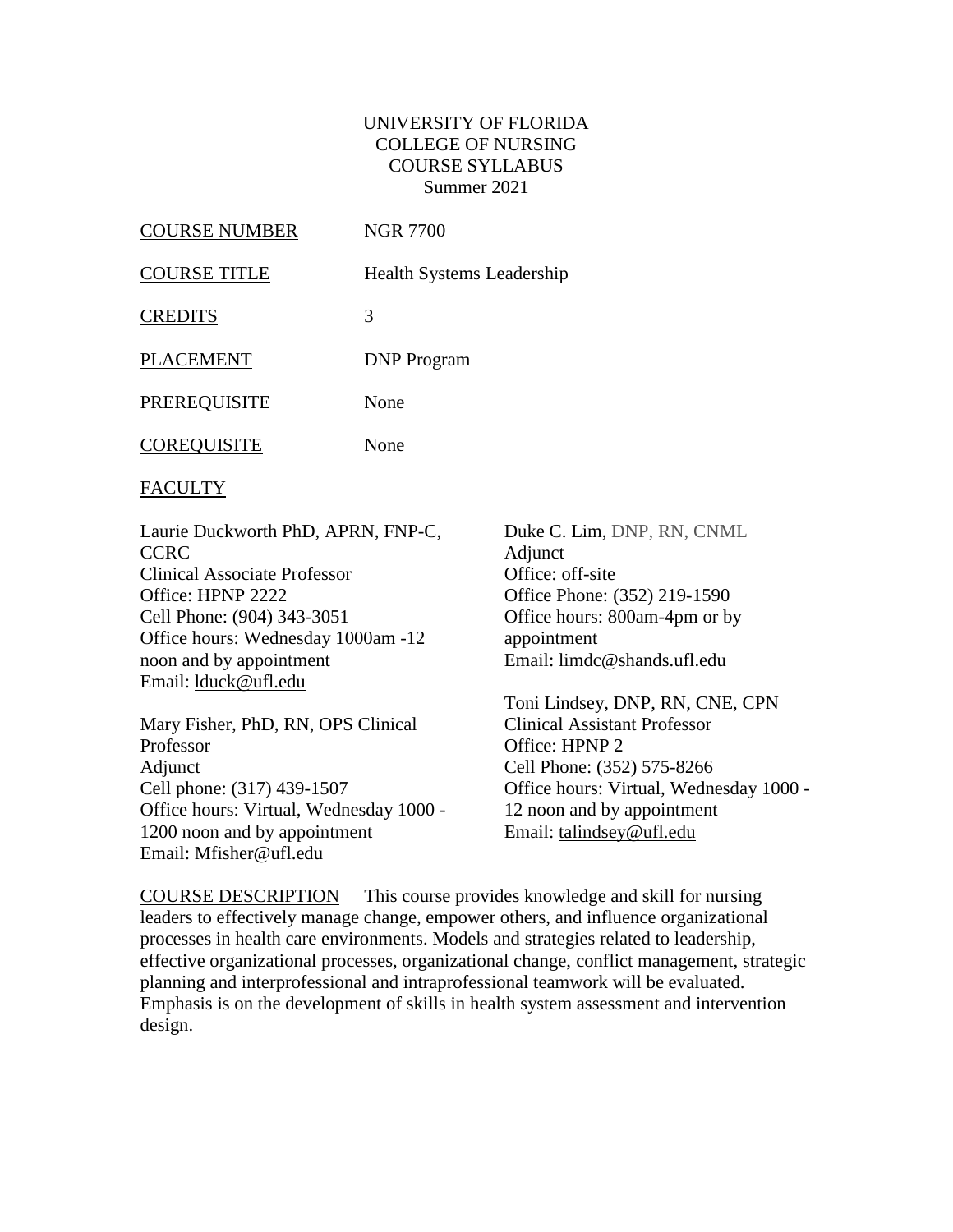# UNIVERSITY OF FLORIDA
# COLLEGE OF NURSING
# COURSE SYLLABUS
## Summer 2021

| | |
|---|---|
| COURSE NUMBER | NGR 7700 |
| COURSE TITLE | Health Systems Leadership |
| CREDITS | 3 |
| PLACEMENT | DNP Program |
| PREREQUISITE | None |
| COREQUISITE | None |

## FACULTY

Laurie Duckworth PhD, APRN, FNP-C, CCRC
Clinical Associate Professor
Office: HPNP 2222
Cell Phone: (904) 343-3051
Office hours: Wednesday 1000am -12 noon and by appointment
Email: lduck@ufl.edu

Mary Fisher, PhD, RN, OPS Clinical Professor
Adjunct
Cell phone: (317) 439-1507
Office hours: Virtual, Wednesday 1000 - 1200 noon and by appointment
Email: Mfisher@ufl.edu

Duke C. Lim, DNP, RN, CNML
Adjunct
Office: off-site
Office Phone: (352) 219-1590
Office hours: 800am-4pm or by appointment
Email: limdc@shands.ufl.edu

Toni Lindsey, DNP, RN, CNE, CPN
Clinical Assistant Professor
Office: HPNP 2
Cell Phone: (352) 575-8266
Office hours: Virtual, Wednesday 1000 - 12 noon and by appointment
Email: talindsey@ufl.edu

COURSE DESCRIPTION This course provides knowledge and skill for nursing leaders to effectively manage change, empower others, and influence organizational processes in health care environments. Models and strategies related to leadership, effective organizational processes, organizational change, conflict management, strategic planning and interprofessional and intraprofessional teamwork will be evaluated. Emphasis is on the development of skills in health system assessment and intervention design.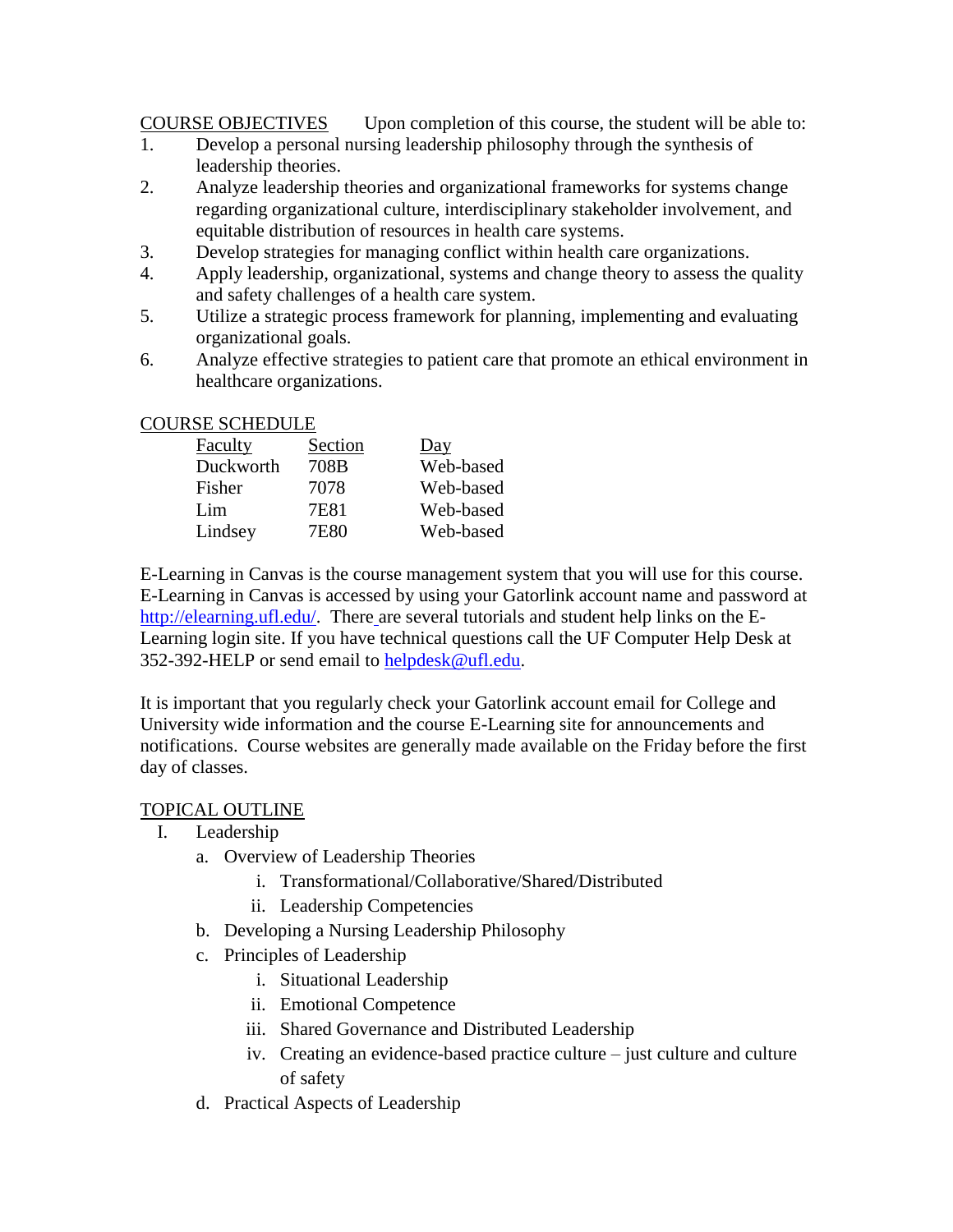COURSE OBJECTIVES  Upon completion of this course, the student will be able to:

1. Develop a personal nursing leadership philosophy through the synthesis of leadership theories.
2. Analyze leadership theories and organizational frameworks for systems change regarding organizational culture, interdisciplinary stakeholder involvement, and equitable distribution of resources in health care systems.
3. Develop strategies for managing conflict within health care organizations.
4. Apply leadership, organizational, systems and change theory to assess the quality and safety challenges of a health care system.
5. Utilize a strategic process framework for planning, implementing and evaluating organizational goals.
6. Analyze effective strategies to patient care that promote an ethical environment in healthcare organizations.

COURSE SCHEDULE

| Faculty | Section | Day |
| --- | --- | --- |
| Duckworth | 708B | Web-based |
| Fisher | 7078 | Web-based |
| Lim | 7E81 | Web-based |
| Lindsey | 7E80 | Web-based |

E-Learning in Canvas is the course management system that you will use for this course. E-Learning in Canvas is accessed by using your Gatorlink account name and password at http://elearning.ufl.edu/. There are several tutorials and student help links on the E-Learning login site. If you have technical questions call the UF Computer Help Desk at 352-392-HELP or send email to helpdesk@ufl.edu.

It is important that you regularly check your Gatorlink account email for College and University wide information and the course E-Learning site for announcements and notifications. Course websites are generally made available on the Friday before the first day of classes.

TOPICAL OUTLINE

I. Leadership
   a. Overview of Leadership Theories
      i. Transformational/Collaborative/Shared/Distributed
      ii. Leadership Competencies
   b. Developing a Nursing Leadership Philosophy
   c. Principles of Leadership
      i. Situational Leadership
      ii. Emotional Competence
      iii. Shared Governance and Distributed Leadership
      iv. Creating an evidence-based practice culture – just culture and culture of safety
   d. Practical Aspects of Leadership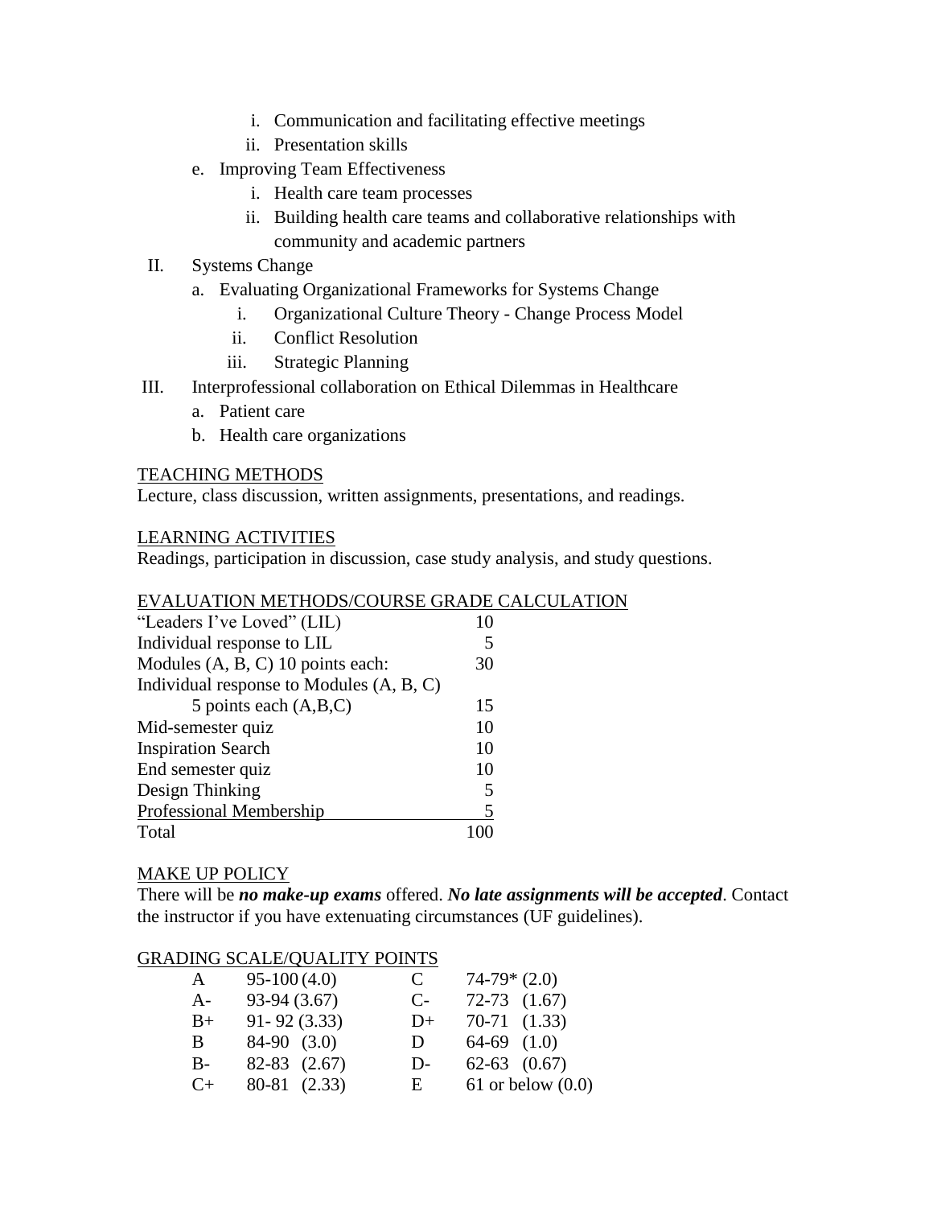i. Communication and facilitating effective meetings
        ii. Presentation skills
    e. Improving Team Effectiveness
        i. Health care team processes
        ii. Building health care teams and collaborative relationships with community and academic partners

II. Systems Change
    a. Evaluating Organizational Frameworks for Systems Change
        i. Organizational Culture Theory - Change Process Model
        ii. Conflict Resolution
        iii. Strategic Planning

III. Interprofessional collaboration on Ethical Dilemmas in Healthcare
    a. Patient care
    b. Health care organizations

## TEACHING METHODS

Lecture, class discussion, written assignments, presentations, and readings.

## LEARNING ACTIVITIES

Readings, participation in discussion, case study analysis, and study questions.

## EVALUATION METHODS/COURSE GRADE CALCULATION

| | |
|---|---|
| "Leaders I've Loved" (LIL) | 10 |
| Individual response to LIL | 5 |
| Modules (A, B, C) 10 points each: | 30 |
| Individual response to Modules (A, B, C) 5 points each (A,B,C) | 15 |
| Mid-semester quiz | 10 |
| Inspiration Search | 10 |
| End semester quiz | 10 |
| Design Thinking | 5 |
| Professional Membership | 5 |
| Total | 100 |

## MAKE UP POLICY

There will be ***no make-up exams*** offered. ***No late assignments will be accepted***. Contact the instructor if you have extenuating circumstances (UF guidelines).

## GRADING SCALE/QUALITY POINTS

| | | | |
|---|---|---|---|
| A | 95-100 (4.0) | C | 74-79* (2.0) |
| A- | 93-94 (3.67) | C- | 72-73 (1.67) |
| B+ | 91- 92 (3.33) | D+ | 70-71 (1.33) |
| B | 84-90 (3.0) | D | 64-69 (1.0) |
| B- | 82-83 (2.67) | D- | 62-63 (0.67) |
| C+ | 80-81 (2.33) | E | 61 or below (0.0) |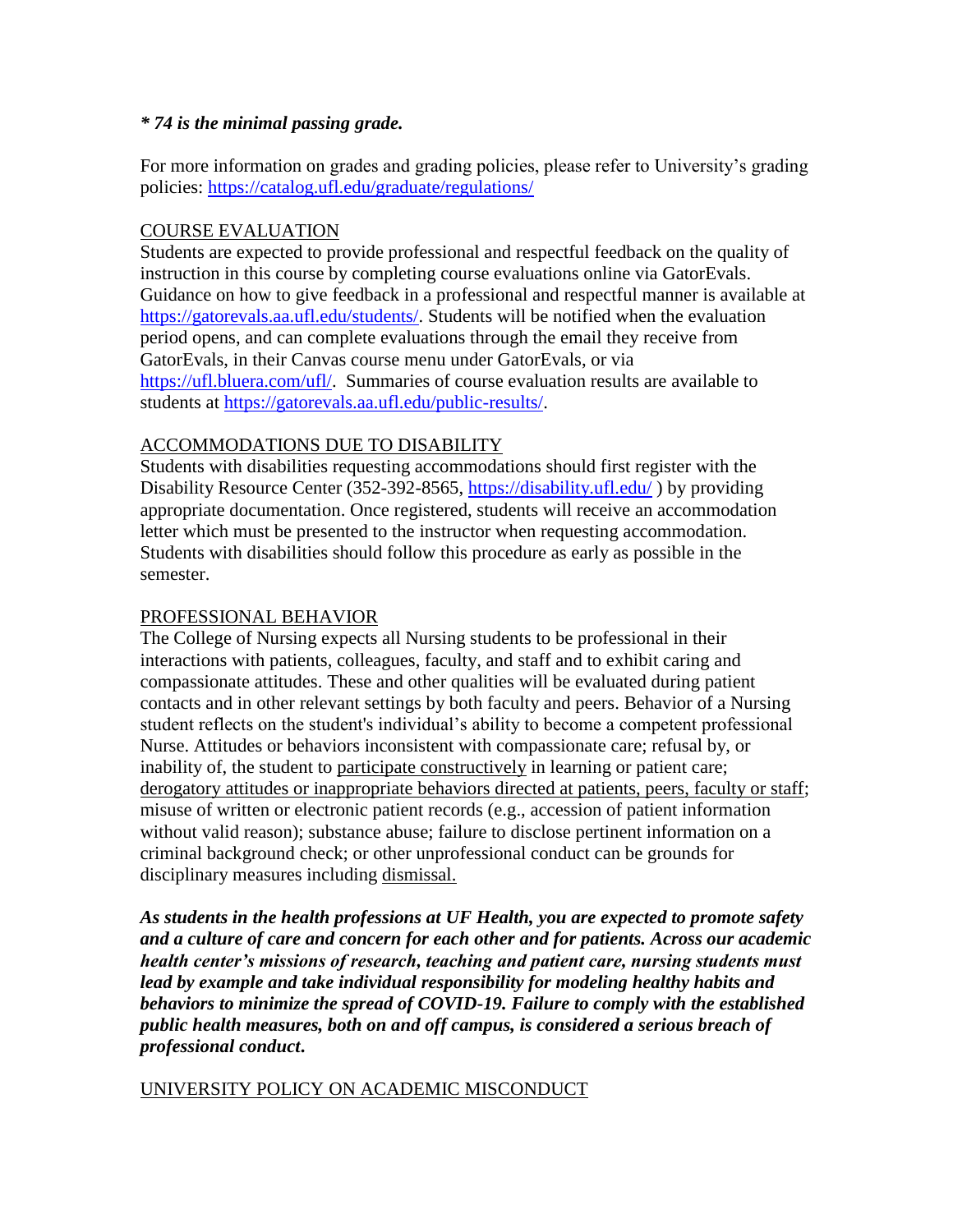***\* 74 is the minimal passing grade.***

For more information on grades and grading policies, please refer to University's grading policies: https://catalog.ufl.edu/graduate/regulations/

## COURSE EVALUATION

Students are expected to provide professional and respectful feedback on the quality of instruction in this course by completing course evaluations online via GatorEvals. Guidance on how to give feedback in a professional and respectful manner is available at https://gatorevals.aa.ufl.edu/students/. Students will be notified when the evaluation period opens, and can complete evaluations through the email they receive from GatorEvals, in their Canvas course menu under GatorEvals, or via https://ufl.bluera.com/ufl/. Summaries of course evaluation results are available to students at https://gatorevals.aa.ufl.edu/public-results/.

## ACCOMMODATIONS DUE TO DISABILITY

Students with disabilities requesting accommodations should first register with the Disability Resource Center (352-392-8565, https://disability.ufl.edu/ ) by providing appropriate documentation. Once registered, students will receive an accommodation letter which must be presented to the instructor when requesting accommodation. Students with disabilities should follow this procedure as early as possible in the semester.

## PROFESSIONAL BEHAVIOR

The College of Nursing expects all Nursing students to be professional in their interactions with patients, colleagues, faculty, and staff and to exhibit caring and compassionate attitudes. These and other qualities will be evaluated during patient contacts and in other relevant settings by both faculty and peers. Behavior of a Nursing student reflects on the student's individual's ability to become a competent professional Nurse. Attitudes or behaviors inconsistent with compassionate care; refusal by, or inability of, the student to participate constructively in learning or patient care; derogatory attitudes or inappropriate behaviors directed at patients, peers, faculty or staff; misuse of written or electronic patient records (e.g., accession of patient information without valid reason); substance abuse; failure to disclose pertinent information on a criminal background check; or other unprofessional conduct can be grounds for disciplinary measures including dismissal.

***As students in the health professions at UF Health, you are expected to promote safety and a culture of care and concern for each other and for patients. Across our academic health center's missions of research, teaching and patient care, nursing students must lead by example and take individual responsibility for modeling healthy habits and behaviors to minimize the spread of COVID-19. Failure to comply with the established public health measures, both on and off campus, is considered a serious breach of professional conduct.***

## UNIVERSITY POLICY ON ACADEMIC MISCONDUCT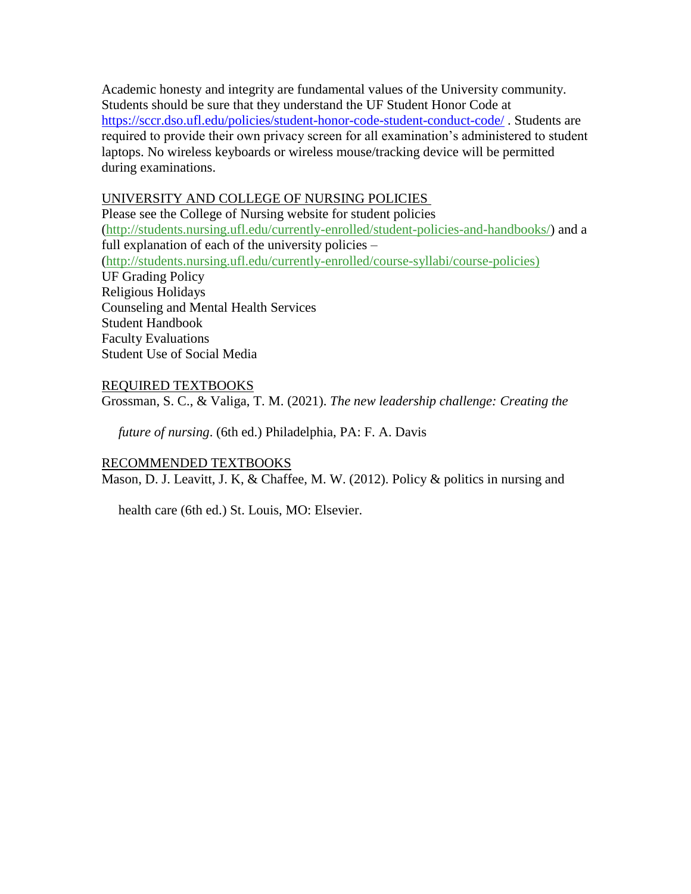Academic honesty and integrity are fundamental values of the University community. Students should be sure that they understand the UF Student Honor Code at https://sccr.dso.ufl.edu/policies/student-honor-code-student-conduct-code/ . Students are required to provide their own privacy screen for all examination's administered to student laptops. No wireless keyboards or wireless mouse/tracking device will be permitted during examinations.

## UNIVERSITY AND COLLEGE OF NURSING POLICIES

Please see the College of Nursing website for student policies (http://students.nursing.ufl.edu/currently-enrolled/student-policies-and-handbooks/) and a full explanation of each of the university policies – (http://students.nursing.ufl.edu/currently-enrolled/course-syllabi/course-policies)

UF Grading Policy
Religious Holidays
Counseling and Mental Health Services
Student Handbook
Faculty Evaluations
Student Use of Social Media

## REQUIRED TEXTBOOKS

Grossman, S. C., & Valiga, T. M. (2021). *The new leadership challenge: Creating the future of nursing*. (6th ed.) Philadelphia, PA: F. A. Davis

## RECOMMENDED TEXTBOOKS

Mason, D. J. Leavitt, J. K, & Chaffee, M. W. (2012). Policy & politics in nursing and health care (6th ed.) St. Louis, MO: Elsevier.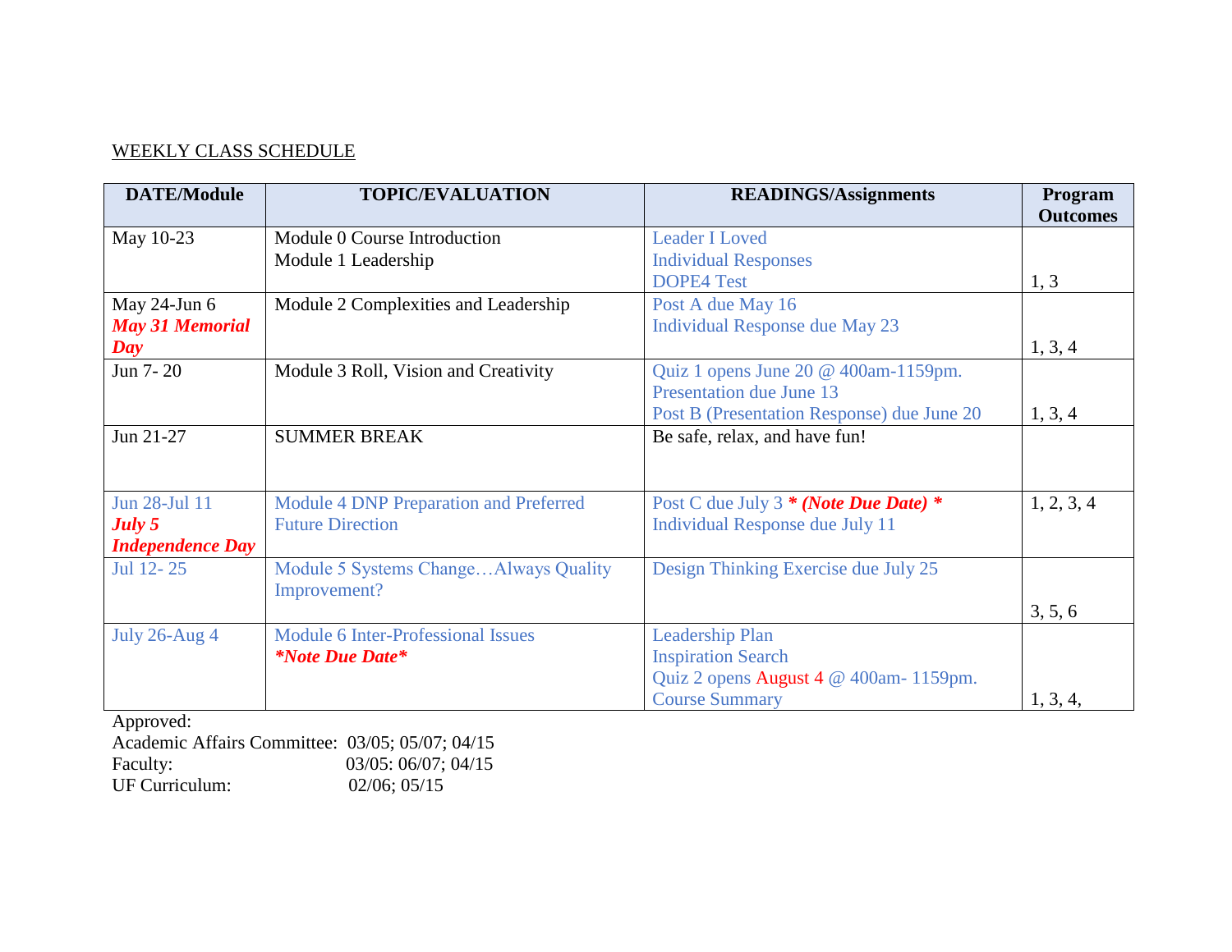WEEKLY CLASS SCHEDULE

| DATE/Module | TOPIC/EVALUATION | READINGS/Assignments | Program Outcomes |
|---|---|---|---|
| May 10-23 | Module 0 Course Introduction<br>Module 1 Leadership | Leader I Loved<br>Individual Responses<br>DOPE4 Test | 1, 3 |
| May 24-Jun 6<br>***May 31 Memorial Day*** | Module 2 Complexities and Leadership | Post A due May 16<br>Individual Response due May 23 | 1, 3, 4 |
| Jun 7- 20 | Module 3 Roll, Vision and Creativity | Quiz 1 opens June 20 @ 400am-1159pm.<br>Presentation due June 13<br>Post B (Presentation Response) due June 20 | 1, 3, 4 |
| Jun 21-27 | SUMMER BREAK | Be safe, relax, and have fun! | |
| Jun 28-Jul 11<br>***July 5 Independence Day*** | Module 4 DNP Preparation and Preferred Future Direction | Post C due July 3 ***\* (Note Due Date) \**** <br>Individual Response due July 11 | 1, 2, 3, 4 |
| Jul 12- 25 | Module 5 Systems Change…Always Quality Improvement? | Design Thinking Exercise due July 25 | 3, 5, 6 |
| July 26-Aug 4 | Module 6 Inter-Professional Issues<br>***\*Note Due Date\**** | Leadership Plan<br>Inspiration Search<br>Quiz 2 opens August 4 @ 400am- 1159pm.<br>Course Summary | 1, 3, 4, |

Approved:

Academic Affairs Committee: 03/05; 05/07; 04/15

Faculty: 03/05: 06/07; 04/15

UF Curriculum: 02/06; 05/15